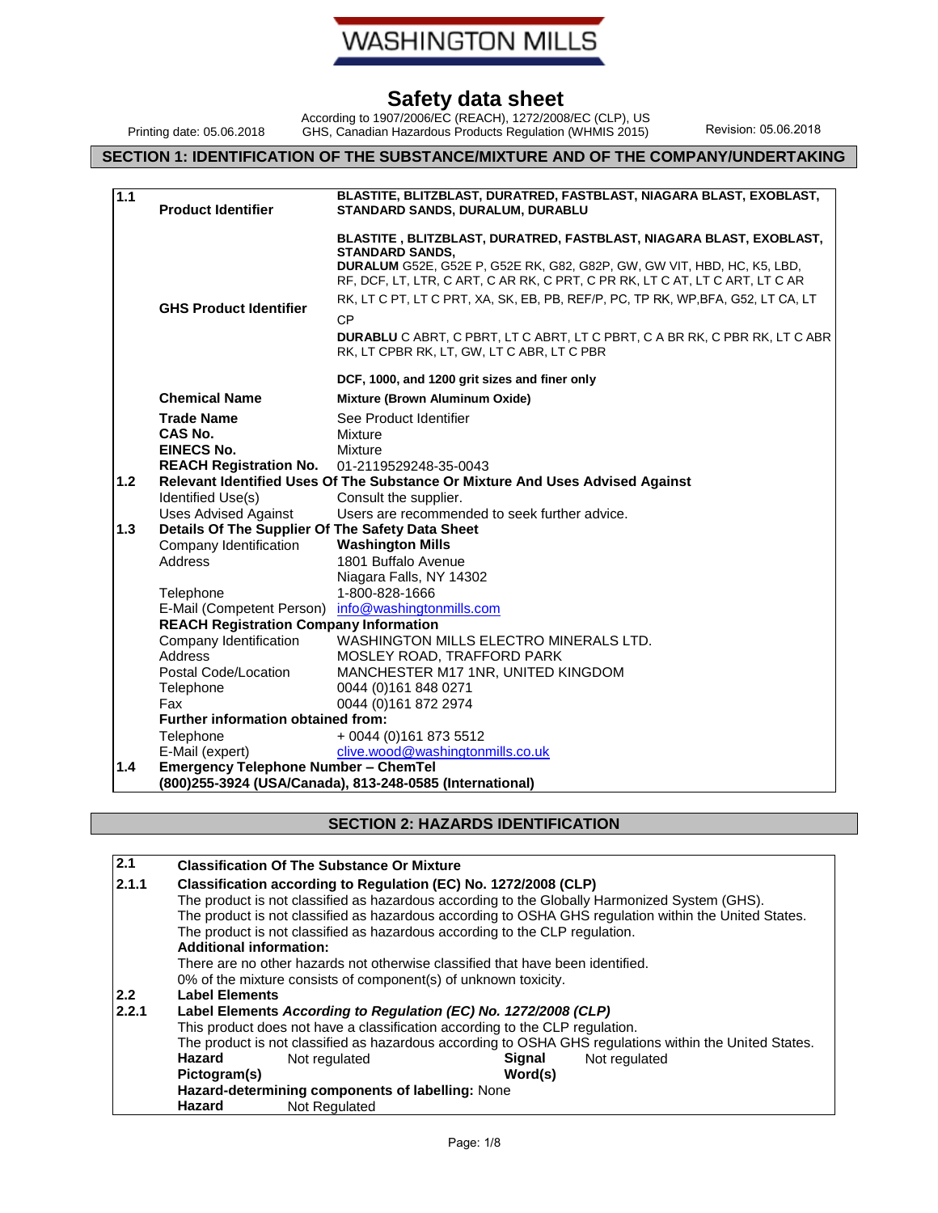# WASHINGTON MILLS

# Safety data sheet

According to 1907/2006/EC (REACH), 1272/2008/EC (CLP), US GHS, Canadian Hazardous Products Regulation (WHMIS 2015)

Printing date: 05.06.2018

Revision: 05.06.2018

## SECTION 1: IDENTIFICATION OF THE SUBSTANCE/MIXTURE AND OF THE COMPANY/UNDERTAKING

**1.1**

| | |
|---|---|
| **Product Identifier** | **BLASTITE, BLITZBLAST, DURATRED, FASTBLAST, NIAGARA BLAST, EXOBLAST, STANDARD SANDS, DURALUM, DURABLU** |
| **GHS Product Identifier** | **BLASTITE , BLITZBLAST, DURATRED, FASTBLAST, NIAGARA BLAST, EXOBLAST, STANDARD SANDS,**<br>**DURALUM** G52E, G52E P, G52E RK, G82, G82P, GW, GW VIT, HBD, HC, K5, LBD, RF, DCF, LT, LTR, C ART, C AR RK, C PRT, C PR RK, LT C AT, LT C ART, LT C AR RK, LT C PT, LT C PRT, XA, SK, EB, PB, REF/P, PC, TP RK, WP,BFA, G52, LT CA, LT CP<br>**DURABLU** C ABRT, C PBRT, LT C ABRT, LT C PBRT, C A BR RK, C PBR RK, LT C ABR RK, LT CPBR RK, LT, GW, LT C ABR, LT C PBR<br>**DCF, 1000, and 1200 grit sizes and finer only** |
| **Chemical Name** | **Mixture (Brown Aluminum Oxide)** |
| **Trade Name** | See Product Identifier |
| **CAS No.** | Mixture |
| **EINECS No.** | Mixture |
| **REACH Registration No.** | 01-2119529248-35-0043 |

**1.2 Relevant Identified Uses Of The Substance Or Mixture And Uses Advised Against**

| | |
|---|---|
| Identified Use(s) | Consult the supplier. |
| Uses Advised Against | Users are recommended to seek further advice. |

**1.3 Details Of The Supplier Of The Safety Data Sheet**

| | |
|---|---|
| Company Identification | **Washington Mills** |
| Address | 1801 Buffalo Avenue<br>Niagara Falls, NY 14302 |
| Telephone | 1-800-828-1666 |
| E-Mail (Competent Person) | info@washingtonmills.com |

**REACH Registration Company Information**

| | |
|---|---|
| Company Identification | WASHINGTON MILLS ELECTRO MINERALS LTD. |
| Address | MOSLEY ROAD, TRAFFORD PARK |
| Postal Code/Location | MANCHESTER M17 1NR, UNITED KINGDOM |
| Telephone | 0044 (0)161 848 0271 |
| Fax | 0044 (0)161 872 2974 |

**Further information obtained from:**

| | |
|---|---|
| Telephone | + 0044 (0)161 873 5512 |
| E-Mail (expert) | clive.wood@washingtonmills.co.uk |

**1.4 Emergency Telephone Number – ChemTel**
**(800)255-3924 (USA/Canada), 813-248-0585 (International)**

## SECTION 2: HAZARDS IDENTIFICATION

**2.1 Classification Of The Substance Or Mixture**

**2.1.1 Classification according to Regulation (EC) No. 1272/2008 (CLP)**

The product is not classified as hazardous according to the Globally Harmonized System (GHS).
The product is not classified as hazardous according to OSHA GHS regulation within the United States.
The product is not classified as hazardous according to the CLP regulation.

**Additional information:**

There are no other hazards not otherwise classified that have been identified.
0% of the mixture consists of component(s) of unknown toxicity.

**2.2 Label Elements**

**2.2.1 Label Elements *According to Regulation (EC) No. 1272/2008 (CLP)***

This product does not have a classification according to the CLP regulation.
The product is not classified as hazardous according to OSHA GHS regulations within the United States.

| | | | |
|---|---|---|---|
| **Hazard Pictogram(s)** | Not regulated | **Signal Word(s)** | Not regulated |

**Hazard-determining components of labelling:** None

**Hazard** Not Regulated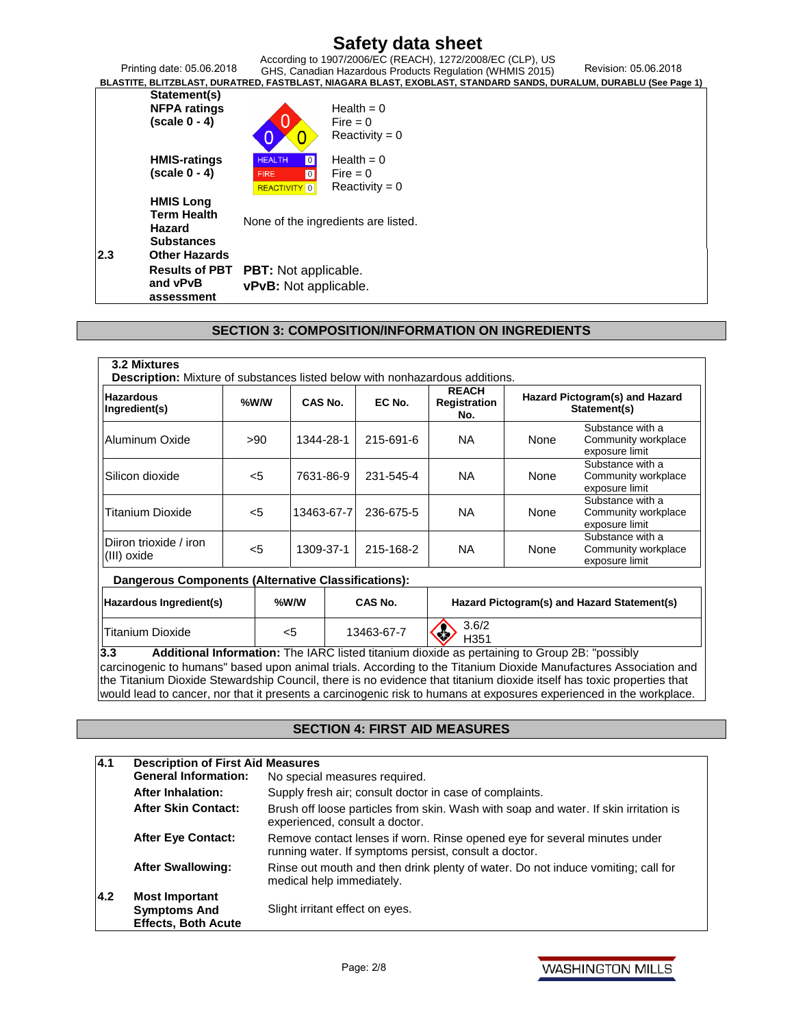Statement(s)

| | | |
|---|---|---|
| **NFPA ratings (scale 0 - 4)** | | Health = 0<br>Fire = 0<br>Reactivity = 0 |
| **HMIS-ratings (scale 0 - 4)** | HEALTH 0<br>FIRE 0<br>REACTIVITY 0 | Health = 0<br>Fire = 0<br>Reactivity = 0 |
| **HMIS Long Term Health Hazard Substances** | None of the ingredients are listed. | |

**2.3 Other Hazards**

**Results of PBT and vPvB assessment**

**PBT:** Not applicable.
**vPvB:** Not applicable.

## SECTION 3: COMPOSITION/INFORMATION ON INGREDIENTS

**3.2 Mixtures**

**Description:** Mixture of substances listed below with nonhazardous additions.

| Hazardous Ingredient(s) | %W/W | CAS No. | EC No. | REACH Registration No. | Hazard Pictogram(s) and Hazard Statement(s) | |
|---|---|---|---|---|---|---|
| Aluminum Oxide | >90 | 1344-28-1 | 215-691-6 | NA | None | Substance with a Community workplace exposure limit |
| Silicon dioxide | <5 | 7631-86-9 | 231-545-4 | NA | None | Substance with a Community workplace exposure limit |
| Titanium Dioxide | <5 | 13463-67-7 | 236-675-5 | NA | None | Substance with a Community workplace exposure limit |
| Diiron trioxide / iron (III) oxide | <5 | 1309-37-1 | 215-168-2 | NA | None | Substance with a Community workplace exposure limit |

**Dangerous Components (Alternative Classifications):**

| Hazardous Ingredient(s) | %W/W | CAS No. | Hazard Pictogram(s) and Hazard Statement(s) |
|---|---|---|---|
| Titanium Dioxide | <5 | 13463-67-7 | 3.6/2 H351 |

**3.3 Additional Information:** The IARC listed titanium dioxide as pertaining to Group 2B: "possibly carcinogenic to humans" based upon animal trials. According to the Titanium Dioxide Manufactures Association and the Titanium Dioxide Stewardship Council, there is no evidence that titanium dioxide itself has toxic properties that would lead to cancer, nor that it presents a carcinogenic risk to humans at exposures experienced in the workplace.

## SECTION 4: FIRST AID MEASURES

**4.1 Description of First Aid Measures**

**General Information:** No special measures required.

**After Inhalation:** Supply fresh air; consult doctor in case of complaints.

**After Skin Contact:** Brush off loose particles from skin. Wash with soap and water. If skin irritation is experienced, consult a doctor.

**After Eye Contact:** Remove contact lenses if worn. Rinse opened eye for several minutes under running water. If symptoms persist, consult a doctor.

**After Swallowing:** Rinse out mouth and then drink plenty of water. Do not induce vomiting; call for medical help immediately.

**4.2 Most Important Symptoms And Effects, Both Acute** Slight irritant effect on eyes.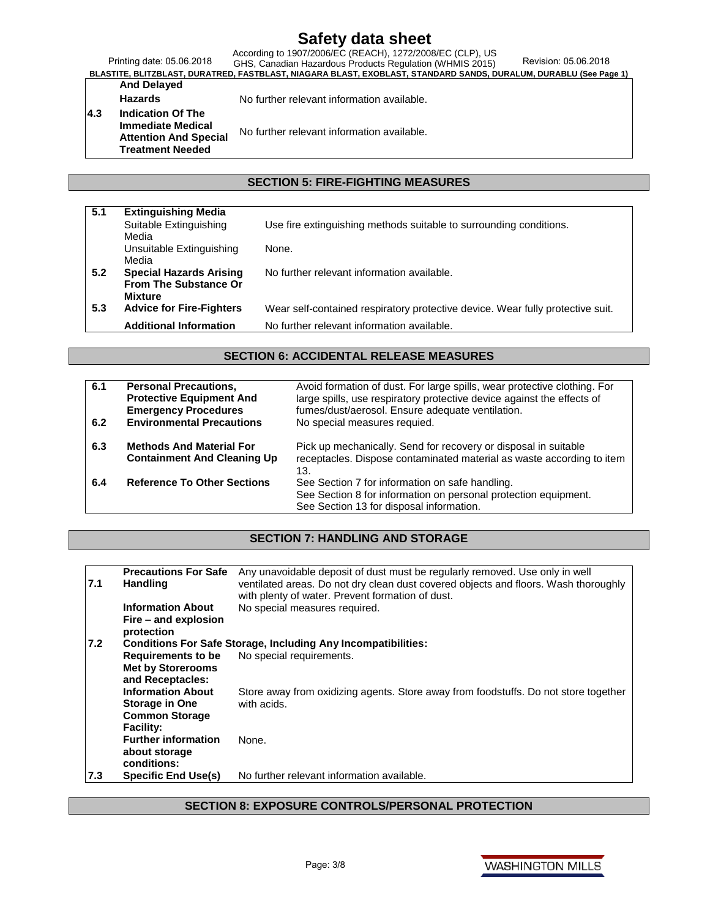| | | |
|---|---|---|
| | **And Delayed Hazards** | No further relevant information available. |
| 4.3 | **Indication Of The Immediate Medical Attention And Special Treatment Needed** | No further relevant information available. |

## SECTION 5: FIRE-FIGHTING MEASURES

| | | |
|---|---|---|
| 5.1 | **Extinguishing Media** | |
| | Suitable Extinguishing Media | Use fire extinguishing methods suitable to surrounding conditions. |
| | Unsuitable Extinguishing Media | None. |
| 5.2 | **Special Hazards Arising From The Substance Or Mixture** | No further relevant information available. |
| 5.3 | **Advice for Fire-Fighters** | Wear self-contained respiratory protective device. Wear fully protective suit. |
| | **Additional Information** | No further relevant information available. |

## SECTION 6: ACCIDENTAL RELEASE MEASURES

| | | |
|---|---|---|
| 6.1 | **Personal Precautions, Protective Equipment And Emergency Procedures** | Avoid formation of dust. For large spills, wear protective clothing. For large spills, use respiratory protective device against the effects of fumes/dust/aerosol. Ensure adequate ventilation. |
| 6.2 | **Environmental Precautions** | No special measures requied. |
| 6.3 | **Methods And Material For Containment And Cleaning Up** | Pick up mechanically. Send for recovery or disposal in suitable receptacles. Dispose contaminated material as waste according to item 13. |
| 6.4 | **Reference To Other Sections** | See Section 7 for information on safe handling.<br>See Section 8 for information on personal protection equipment.<br>See Section 13 for disposal information. |

## SECTION 7: HANDLING AND STORAGE

| | | |
|---|---|---|
| 7.1 | **Precautions For Safe Handling** | Any unavoidable deposit of dust must be regularly removed. Use only in well ventilated areas. Do not dry clean dust covered objects and floors. Wash thoroughly with plenty of water. Prevent formation of dust. |
| | **Information About Fire – and explosion protection** | No special measures required. |
| 7.2 | **Conditions For Safe Storage, Including Any Incompatibilities:** | |
| | **Requirements to be Met by Storerooms and Receptacles:** | No special requirements. |
| | **Information About Storage in One Common Storage Facility:** | Store away from oxidizing agents. Store away from foodstuffs. Do not store together with acids. |
| | **Further information about storage conditions:** | None. |
| 7.3 | **Specific End Use(s)** | No further relevant information available. |

## SECTION 8: EXPOSURE CONTROLS/PERSONAL PROTECTION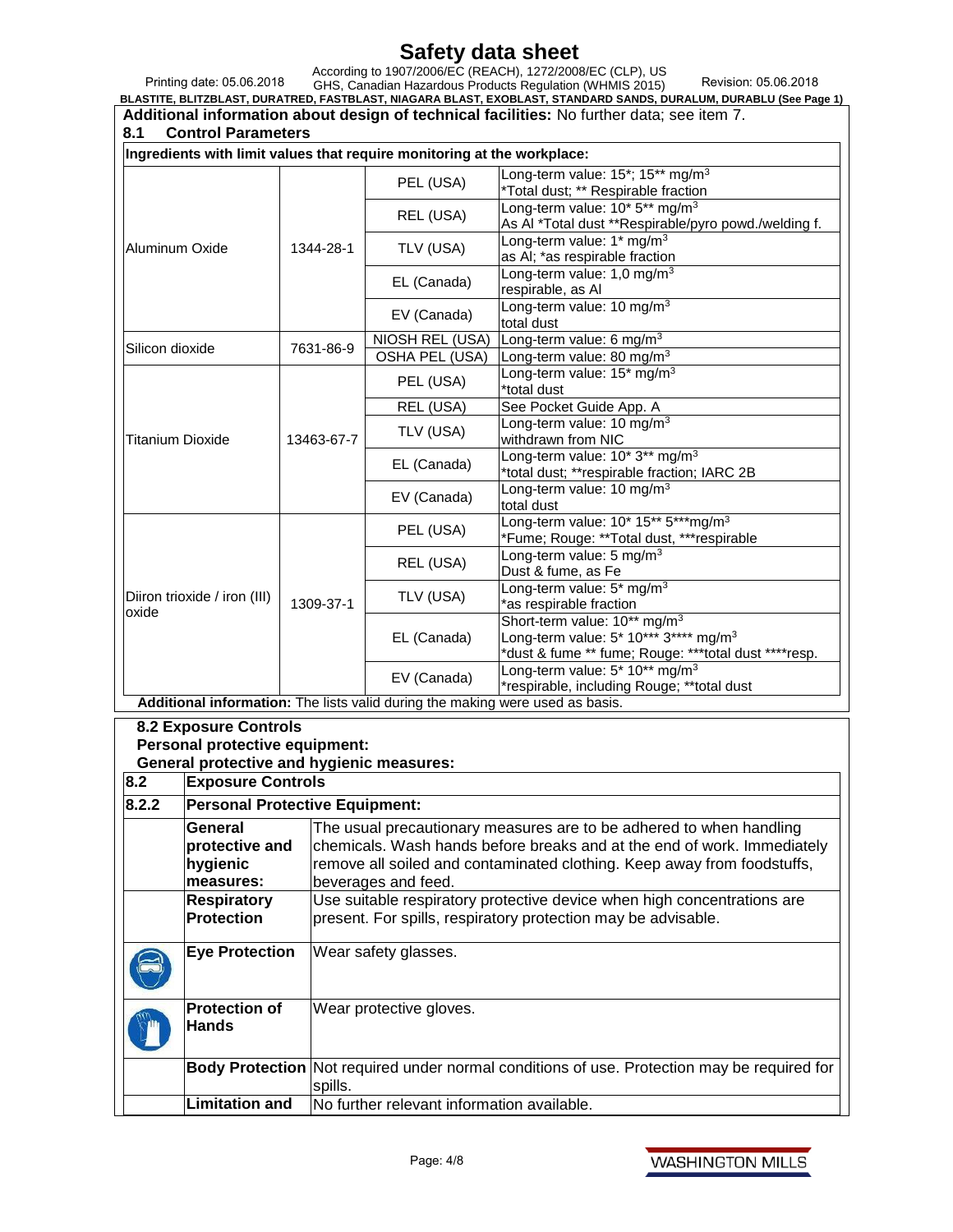**Additional information about design of technical facilities:** No further data; see item 7.

## 8.1 Control Parameters

**Ingredients with limit values that require monitoring at the workplace:**

| | | | |
|---|---|---|---|
| Aluminum Oxide | 1344-28-1 | PEL (USA) | Long-term value: 15*; 15** mg/m$^3$<br>*Total dust; ** Respirable fraction |
| | | REL (USA) | Long-term value: 10* 5** mg/m$^3$<br>As Al *Total dust **Respirable/pyro powd./welding f. |
| | | TLV (USA) | Long-term value: 1* mg/m$^3$<br>as Al; *as respirable fraction |
| | | EL (Canada) | Long-term value: 1,0 mg/m$^3$<br>respirable, as Al |
| | | EV (Canada) | Long-term value: 10 mg/m$^3$<br>total dust |
| Silicon dioxide | 7631-86-9 | NIOSH REL (USA) | Long-term value: 6 mg/m$^3$ |
| | | OSHA PEL (USA) | Long-term value: 80 mg/m$^3$ |
| Titanium Dioxide | 13463-67-7 | PEL (USA) | Long-term value: 15* mg/m$^3$<br>*total dust |
| | | REL (USA) | See Pocket Guide App. A |
| | | TLV (USA) | Long-term value: 10 mg/m$^3$<br>withdrawn from NIC |
| | | EL (Canada) | Long-term value: 10* 3** mg/m$^3$<br>*total dust; **respirable fraction; IARC 2B |
| | | EV (Canada) | Long-term value: 10 mg/m$^3$<br>total dust |
| Diiron trioxide / iron (III) oxide | 1309-37-1 | PEL (USA) | Long-term value: 10* 15** 5***mg/m$^3$<br>*Fume; Rouge: **Total dust, ***respirable |
| | | REL (USA) | Long-term value: 5 mg/m$^3$<br>Dust & fume, as Fe |
| | | TLV (USA) | Long-term value: 5* mg/m$^3$<br>*as respirable fraction |
| | | EL (Canada) | Short-term value: 10** mg/m$^3$<br>Long-term value: 5* 10*** 3**** mg/m$^3$<br>*dust & fume ** fume; Rouge: ***total dust ****resp. |
| | | EV (Canada) | Long-term value: 5* 10** mg/m$^3$<br>*respirable, including Rouge; **total dust |

**Additional information:** The lists valid during the making were used as basis.

**8.2 Exposure Controls**
**Personal protective equipment:**
**General protective and hygienic measures:**

| 8.2 | Exposure Controls | |
|---|---|---|
| 8.2.2 | **Personal Protective Equipment:** | |
| | **General protective and hygienic measures:** | The usual precautionary measures are to be adhered to when handling chemicals. Wash hands before breaks and at the end of work. Immediately remove all soiled and contaminated clothing. Keep away from foodstuffs, beverages and feed. |
| | **Respiratory Protection** | Use suitable respiratory protective device when high concentrations are present. For spills, respiratory protection may be advisable. |
| | **Eye Protection** | Wear safety glasses. |
| | **Protection of Hands** | Wear protective gloves. |
| | **Body Protection** | Not required under normal conditions of use. Protection may be required for spills. |
| | **Limitation and** | No further relevant information available. |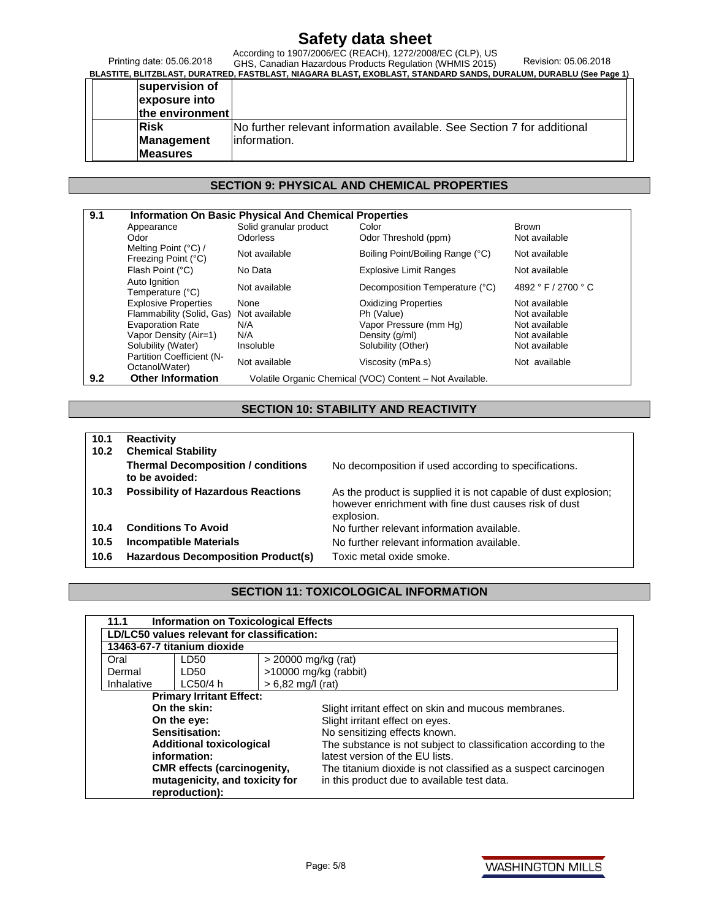| | |
|---|---|
| supervision of exposure into the environment | |
| Risk Management Measures | No further relevant information available. See Section 7 for additional information. |

## SECTION 9: PHYSICAL AND CHEMICAL PROPERTIES

| | | | | | |
|---|---|---|---|---|---|
| 9.1 | **Information On Basic Physical And Chemical Properties** | | | | |
| | Appearance | Solid granular product | Color | Brown |
| | Odor | Odorless | Odor Threshold (ppm) | Not available |
| | Melting Point (°C) / Freezing Point (°C) | Not available | Boiling Point/Boiling Range (°C) | Not available |
| | Flash Point (°C) | No Data | Explosive Limit Ranges | Not available |
| | Auto Ignition Temperature (°C) | Not available | Decomposition Temperature (°C) | 4892 ° F / 2700 ° C |
| | Explosive Properties | None | Oxidizing Properties | Not available |
| | Flammability (Solid, Gas) | Not available | Ph (Value) | Not available |
| | Evaporation Rate | N/A | Vapor Pressure (mm Hg) | Not available |
| | Vapor Density (Air=1) | N/A | Density (g/ml) | Not available |
| | Solubility (Water) | Insoluble | Solubility (Other) | Not available |
| | Partition Coefficient (N-Octanol/Water) | Not available | Viscosity (mPa.s) | Not available |
| 9.2 | **Other Information** | Volatile Organic Chemical (VOC) Content – Not Available. | | |

## SECTION 10: STABILITY AND REACTIVITY

| | | |
|---|---|---|
| 10.1 | **Reactivity** | |
| 10.2 | **Chemical Stability** | |
| | **Thermal Decomposition / conditions to be avoided:** | No decomposition if used according to specifications. |
| 10.3 | **Possibility of Hazardous Reactions** | As the product is supplied it is not capable of dust explosion; however enrichment with fine dust causes risk of dust explosion. |
| 10.4 | **Conditions To Avoid** | No further relevant information available. |
| 10.5 | **Incompatible Materials** | No further relevant information available. |
| 10.6 | **Hazardous Decomposition Product(s)** | Toxic metal oxide smoke. |

## SECTION 11: TOXICOLOGICAL INFORMATION

**11.1 Information on Toxicological Effects**

| LD/LC50 values relevant for classification: | | |
|---|---|---|
| **13463-67-7 titanium dioxide** | | |
| Oral | LD50 | > 20000 mg/kg (rat) |
| Dermal | LD50 | >10000 mg/kg (rabbit) |
| Inhalative | LC50/4 h | > 6,82 mg/l (rat) |

**Primary Irritant Effect:**

| | |
|---|---|
| **On the skin:** | Slight irritant effect on skin and mucous membranes. |
| **On the eye:** | Slight irritant effect on eyes. |
| **Sensitisation:** | No sensitizing effects known. |
| **Additional toxicological information:** | The substance is not subject to classification according to the latest version of the EU lists. |
| **CMR effects (carcinogenity, mutagenicity, and toxicity for reproduction):** | The titanium dioxide is not classified as a suspect carcinogen in this product due to available test data. |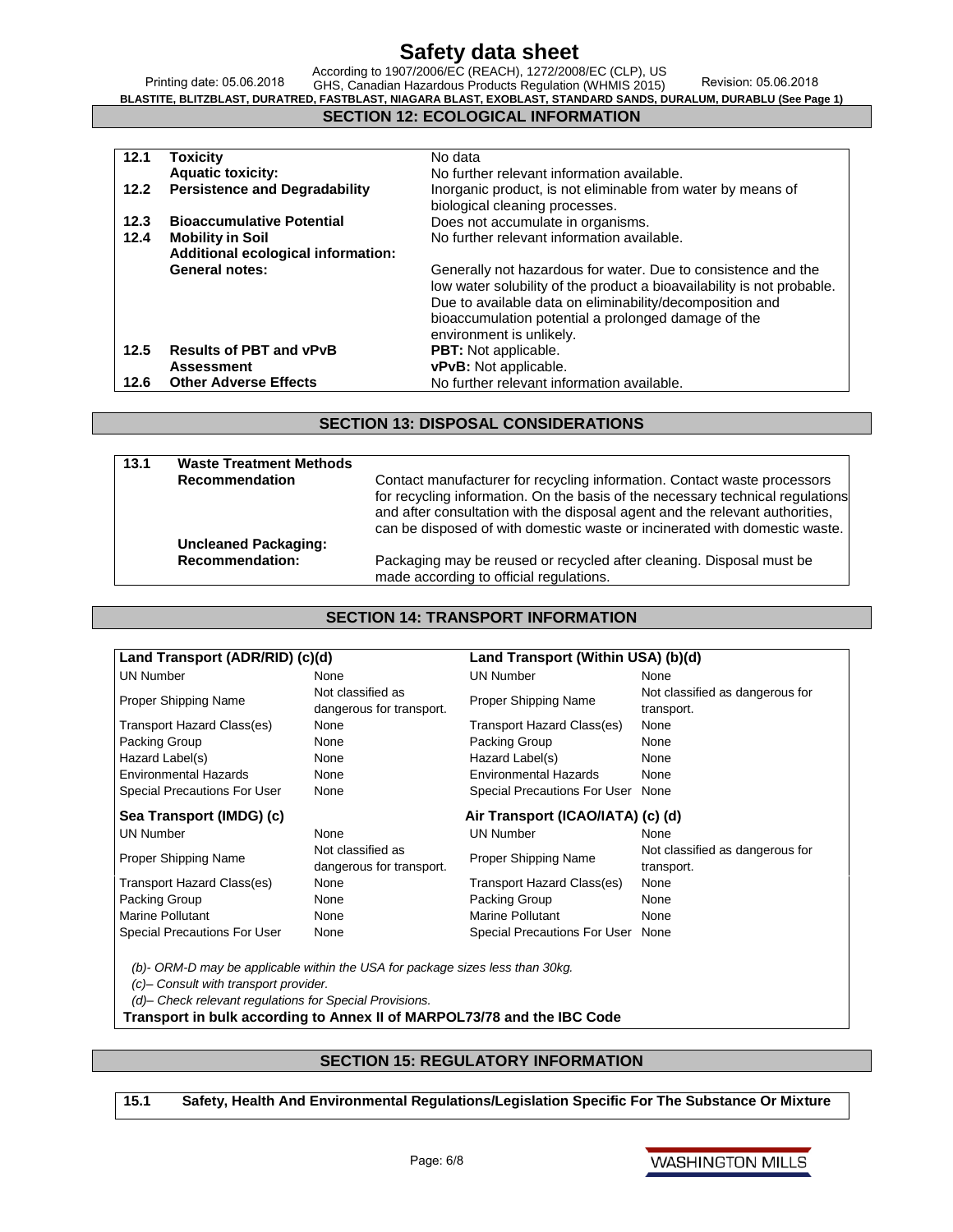## SECTION 12: ECOLOGICAL INFORMATION

| | | |
|---|---|---|
| **12.1** | **Toxicity** | No data |
| | **Aquatic toxicity:** | No further relevant information available. |
| **12.2** | **Persistence and Degradability** | Inorganic product, is not eliminable from water by means of biological cleaning processes. |
| **12.3** | **Bioaccumulative Potential** | Does not accumulate in organisms. |
| **12.4** | **Mobility in Soil** | No further relevant information available. |
| | **Additional ecological information:** | |
| | **General notes:** | Generally not hazardous for water. Due to consistence and the low water solubility of the product a bioavailability is not probable. Due to available data on eliminability/decomposition and bioaccumulation potential a prolonged damage of the environment is unlikely. |
| **12.5** | **Results of PBT and vPvB Assessment** | **PBT:** Not applicable. **vPvB:** Not applicable. |
| **12.6** | **Other Adverse Effects** | No further relevant information available. |

## SECTION 13: DISPOSAL CONSIDERATIONS

| | | |
|---|---|---|
| **13.1** | **Waste Treatment Methods** | |
| | **Recommendation** | Contact manufacturer for recycling information. Contact waste processors for recycling information. On the basis of the necessary technical regulations and after consultation with the disposal agent and the relevant authorities, can be disposed of with domestic waste or incinerated with domestic waste. |
| | **Uncleaned Packaging:** | |
| | **Recommendation:** | Packaging may be reused or recycled after cleaning. Disposal must be made according to official regulations. |

## SECTION 14: TRANSPORT INFORMATION

| **Land Transport (ADR/RID) (c)(d)** | | **Land Transport (Within USA) (b)(d)** | |
|---|---|---|---|
| UN Number | None | UN Number | None |
| Proper Shipping Name | Not classified as dangerous for transport. | Proper Shipping Name | Not classified as dangerous for transport. |
| Transport Hazard Class(es) | None | Transport Hazard Class(es) | None |
| Packing Group | None | Packing Group | None |
| Hazard Label(s) | None | Hazard Label(s) | None |
| Environmental Hazards | None | Environmental Hazards | None |
| Special Precautions For User | None | Special Precautions For User | None |

| **Sea Transport (IMDG) (c)** | | **Air Transport (ICAO/IATA) (c) (d)** | |
|---|---|---|---|
| UN Number | None | UN Number | None |
| Proper Shipping Name | Not classified as dangerous for transport. | Proper Shipping Name | Not classified as dangerous for transport. |
| Transport Hazard Class(es) | None | Transport Hazard Class(es) | None |
| Packing Group | None | Packing Group | None |
| Marine Pollutant | None | Marine Pollutant | None |
| Special Precautions For User | None | Special Precautions For User | None |

*(b)- ORM-D may be applicable within the USA for package sizes less than 30kg.*

*(c)– Consult with transport provider.*

*(d)– Check relevant regulations for Special Provisions.*

**Transport in bulk according to Annex II of MARPOL73/78 and the IBC Code**

## SECTION 15: REGULATORY INFORMATION

**15.1 Safety, Health And Environmental Regulations/Legislation Specific For The Substance Or Mixture**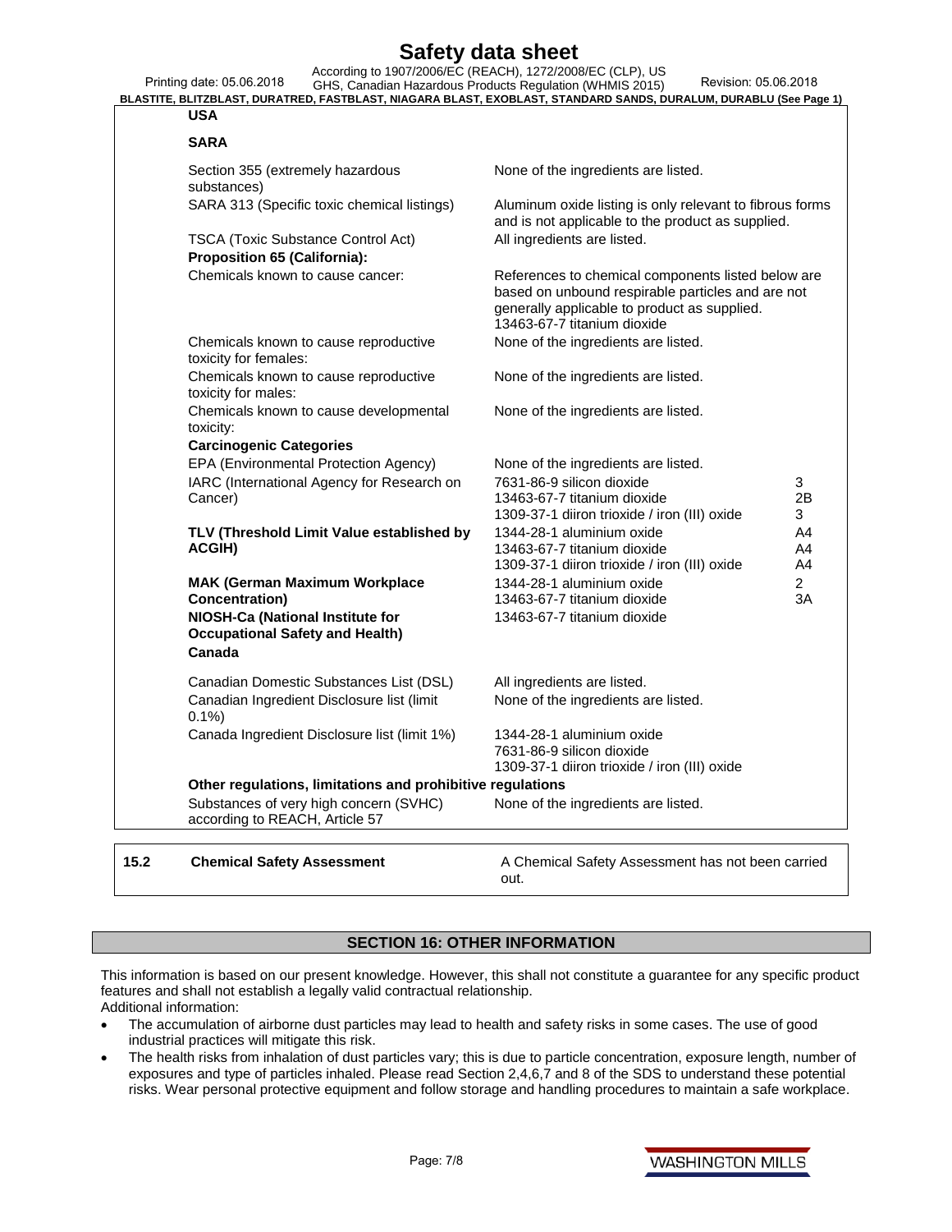**USA**

**SARA**

| | | |
|---|---|---|
| Section 355 (extremely hazardous substances) | None of the ingredients are listed. | |
| SARA 313 (Specific toxic chemical listings) | Aluminum oxide listing is only relevant to fibrous forms and is not applicable to the product as supplied. | |
| TSCA (Toxic Substance Control Act) | All ingredients are listed. | |
| **Proposition 65 (California):** | | |
| Chemicals known to cause cancer: | References to chemical components listed below are based on unbound respirable particles and are not generally applicable to product as supplied.<br>13463-67-7 titanium dioxide | |
| Chemicals known to cause reproductive toxicity for females: | None of the ingredients are listed. | |
| Chemicals known to cause reproductive toxicity for males: | None of the ingredients are listed. | |
| Chemicals known to cause developmental toxicity: | None of the ingredients are listed. | |
| **Carcinogenic Categories** | | |
| EPA (Environmental Protection Agency) | None of the ingredients are listed. | |
| IARC (International Agency for Research on Cancer) | 7631-86-9 silicon dioxide<br>13463-67-7 titanium dioxide<br>1309-37-1 diiron trioxide / iron (III) oxide | 3<br>2B<br>3 |
| **TLV (Threshold Limit Value established by ACGIH)** | 1344-28-1 aluminium oxide<br>13463-67-7 titanium dioxide<br>1309-37-1 diiron trioxide / iron (III) oxide | A4<br>A4<br>A4 |
| **MAK (German Maximum Workplace Concentration)** | 1344-28-1 aluminium oxide<br>13463-67-7 titanium dioxide | 2<br>3A |
| **NIOSH-Ca (National Institute for Occupational Safety and Health)** | 13463-67-7 titanium dioxide | |

**Canada**

| | |
|---|---|
| Canadian Domestic Substances List (DSL) | All ingredients are listed. |
| Canadian Ingredient Disclosure list (limit 0.1%) | None of the ingredients are listed. |
| Canada Ingredient Disclosure list (limit 1%) | 1344-28-1 aluminium oxide<br>7631-86-9 silicon dioxide<br>1309-37-1 diiron trioxide / iron (III) oxide |

**Other regulations, limitations and prohibitive regulations**

| | |
|---|---|
| Substances of very high concern (SVHC) according to REACH, Article 57 | None of the ingredients are listed. |

| | | |
|---|---|---|
| **15.2** | **Chemical Safety Assessment** | A Chemical Safety Assessment has not been carried out. |

## SECTION 16: OTHER INFORMATION

This information is based on our present knowledge. However, this shall not constitute a guarantee for any specific product features and shall not establish a legally valid contractual relationship.

Additional information:

- The accumulation of airborne dust particles may lead to health and safety risks in some cases. The use of good industrial practices will mitigate this risk.
- The health risks from inhalation of dust particles vary; this is due to particle concentration, exposure length, number of exposures and type of particles inhaled. Please read Section 2,4,6,7 and 8 of the SDS to understand these potential risks. Wear personal protective equipment and follow storage and handling procedures to maintain a safe workplace.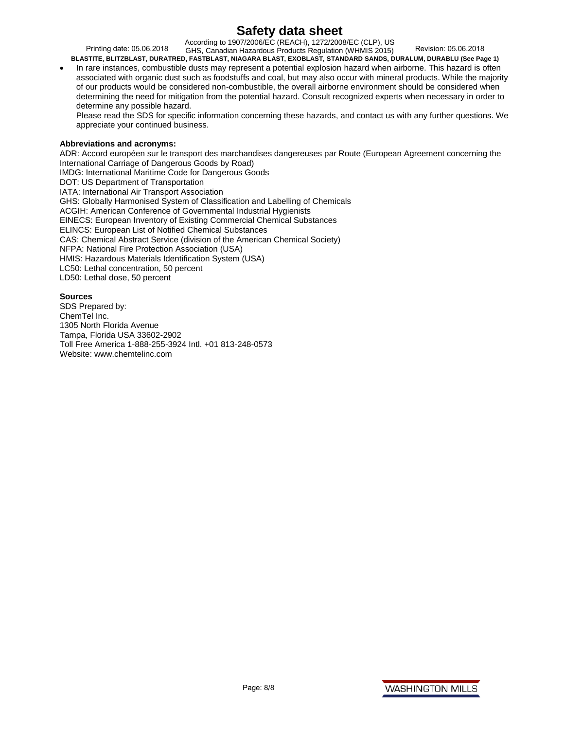- In rare instances, combustible dusts may represent a potential explosion hazard when airborne. This hazard is often associated with organic dust such as foodstuffs and coal, but may also occur with mineral products. While the majority of our products would be considered non-combustible, the overall airborne environment should be considered when determining the need for mitigation from the potential hazard. Consult recognized experts when necessary in order to determine any possible hazard.

  Please read the SDS for specific information concerning these hazards, and contact us with any further questions. We appreciate your continued business.

**Abbreviations and acronyms:**

ADR: Accord européen sur le transport des marchandises dangereuses par Route (European Agreement concerning the International Carriage of Dangerous Goods by Road)
IMDG: International Maritime Code for Dangerous Goods
DOT: US Department of Transportation
IATA: International Air Transport Association
GHS: Globally Harmonised System of Classification and Labelling of Chemicals
ACGIH: American Conference of Governmental Industrial Hygienists
EINECS: European Inventory of Existing Commercial Chemical Substances
ELINCS: European List of Notified Chemical Substances
CAS: Chemical Abstract Service (division of the American Chemical Society)
NFPA: National Fire Protection Association (USA)
HMIS: Hazardous Materials Identification System (USA)
LC50: Lethal concentration, 50 percent
LD50: Lethal dose, 50 percent

**Sources**

SDS Prepared by:
ChemTel Inc.
1305 North Florida Avenue
Tampa, Florida USA 33602-2902
Toll Free America 1-888-255-3924 Intl. +01 813-248-0573
Website: www.chemtelinc.com